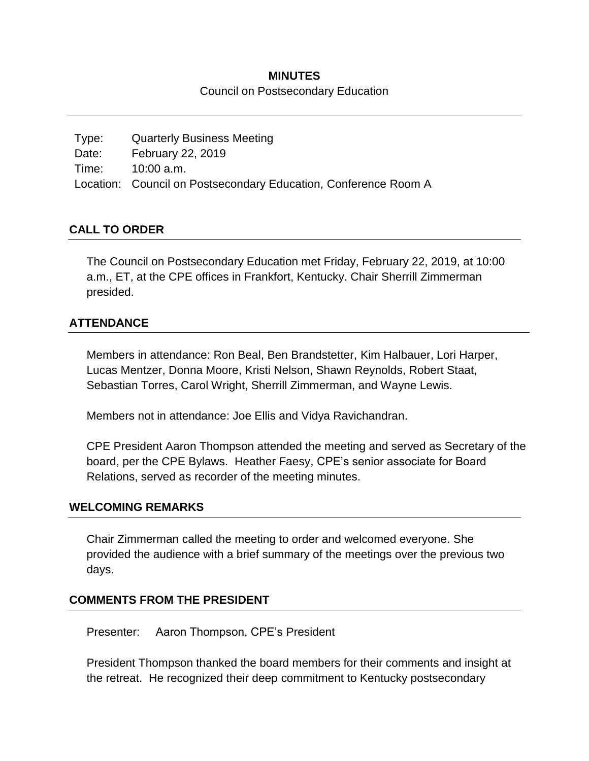**MINUTES**

Council on Postsecondary Education

Type: Quarterly Business Meeting
Date: February 22, 2019
Time: 10:00 a.m.
Location: Council on Postsecondary Education, Conference Room A

## CALL TO ORDER

The Council on Postsecondary Education met Friday, February 22, 2019, at 10:00 a.m., ET, at the CPE offices in Frankfort, Kentucky. Chair Sherrill Zimmerman presided.

## ATTENDANCE

Members in attendance: Ron Beal, Ben Brandstetter, Kim Halbauer, Lori Harper, Lucas Mentzer, Donna Moore, Kristi Nelson, Shawn Reynolds, Robert Staat, Sebastian Torres, Carol Wright, Sherrill Zimmerman, and Wayne Lewis.

Members not in attendance: Joe Ellis and Vidya Ravichandran.

CPE President Aaron Thompson attended the meeting and served as Secretary of the board, per the CPE Bylaws. Heather Faesy, CPE's senior associate for Board Relations, served as recorder of the meeting minutes.

## WELCOMING REMARKS

Chair Zimmerman called the meeting to order and welcomed everyone. She provided the audience with a brief summary of the meetings over the previous two days.

## COMMENTS FROM THE PRESIDENT

Presenter: Aaron Thompson, CPE's President

President Thompson thanked the board members for their comments and insight at the retreat. He recognized their deep commitment to Kentucky postsecondary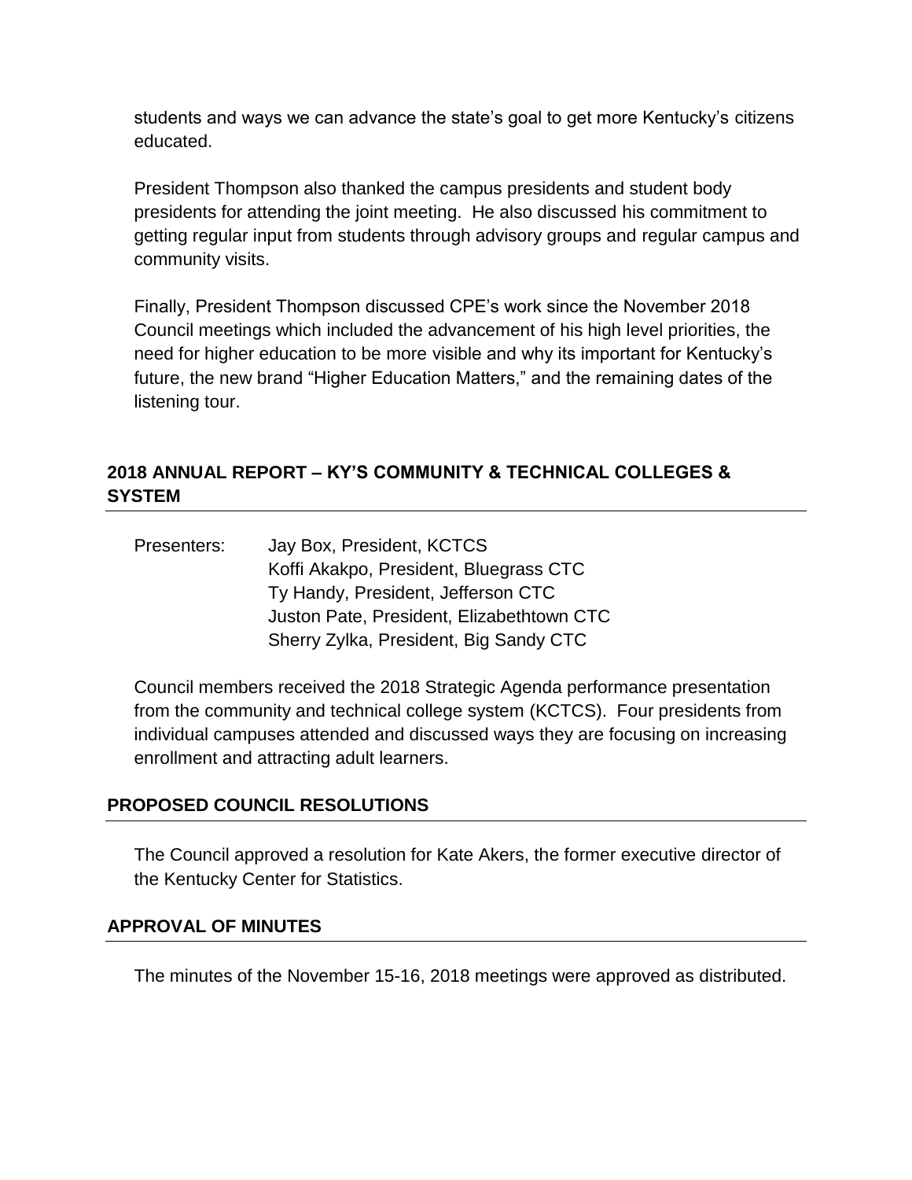students and ways we can advance the state's goal to get more Kentucky's citizens educated.

President Thompson also thanked the campus presidents and student body presidents for attending the joint meeting. He also discussed his commitment to getting regular input from students through advisory groups and regular campus and community visits.

Finally, President Thompson discussed CPE's work since the November 2018 Council meetings which included the advancement of his high level priorities, the need for higher education to be more visible and why its important for Kentucky's future, the new brand "Higher Education Matters," and the remaining dates of the listening tour.

## 2018 ANNUAL REPORT – KY'S COMMUNITY & TECHNICAL COLLEGES & SYSTEM

Presenters: Jay Box, President, KCTCS
Koffi Akakpo, President, Bluegrass CTC
Ty Handy, President, Jefferson CTC
Juston Pate, President, Elizabethtown CTC
Sherry Zylka, President, Big Sandy CTC

Council members received the 2018 Strategic Agenda performance presentation from the community and technical college system (KCTCS). Four presidents from individual campuses attended and discussed ways they are focusing on increasing enrollment and attracting adult learners.

## PROPOSED COUNCIL RESOLUTIONS

The Council approved a resolution for Kate Akers, the former executive director of the Kentucky Center for Statistics.

## APPROVAL OF MINUTES

The minutes of the November 15-16, 2018 meetings were approved as distributed.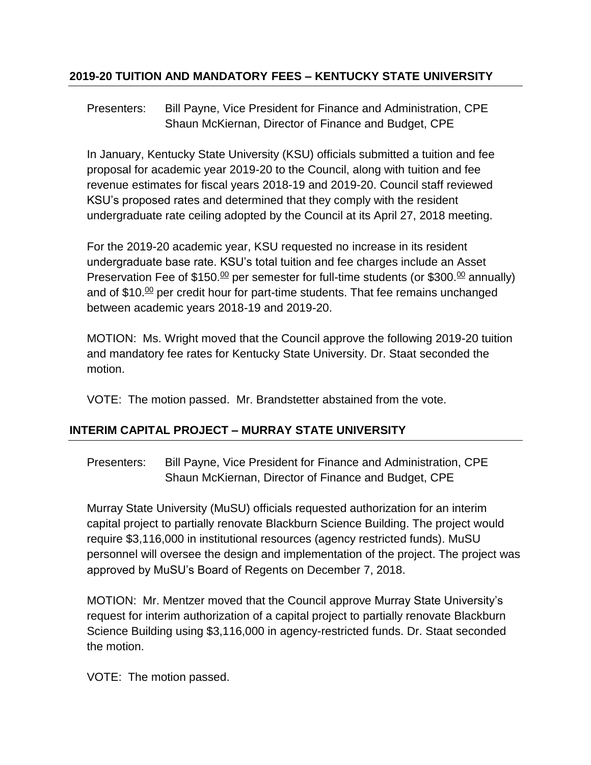## 2019-20 TUITION AND MANDATORY FEES – KENTUCKY STATE UNIVERSITY

Presenters: Bill Payne, Vice President for Finance and Administration, CPE
Shaun McKiernan, Director of Finance and Budget, CPE

In January, Kentucky State University (KSU) officials submitted a tuition and fee proposal for academic year 2019-20 to the Council, along with tuition and fee revenue estimates for fiscal years 2018-19 and 2019-20. Council staff reviewed KSU's proposed rates and determined that they comply with the resident undergraduate rate ceiling adopted by the Council at its April 27, 2018 meeting.

For the 2019-20 academic year, KSU requested no increase in its resident undergraduate base rate. KSU's total tuition and fee charges include an Asset Preservation Fee of $150.00 per semester for full-time students (or $300.00 annually) and of $10.00 per credit hour for part-time students. That fee remains unchanged between academic years 2018-19 and 2019-20.

MOTION: Ms. Wright moved that the Council approve the following 2019-20 tuition and mandatory fee rates for Kentucky State University. Dr. Staat seconded the motion.

VOTE: The motion passed. Mr. Brandstetter abstained from the vote.

## INTERIM CAPITAL PROJECT – MURRAY STATE UNIVERSITY

Presenters: Bill Payne, Vice President for Finance and Administration, CPE
Shaun McKiernan, Director of Finance and Budget, CPE

Murray State University (MuSU) officials requested authorization for an interim capital project to partially renovate Blackburn Science Building. The project would require $3,116,000 in institutional resources (agency restricted funds). MuSU personnel will oversee the design and implementation of the project. The project was approved by MuSU's Board of Regents on December 7, 2018.

MOTION: Mr. Mentzer moved that the Council approve Murray State University's request for interim authorization of a capital project to partially renovate Blackburn Science Building using $3,116,000 in agency-restricted funds. Dr. Staat seconded the motion.

VOTE: The motion passed.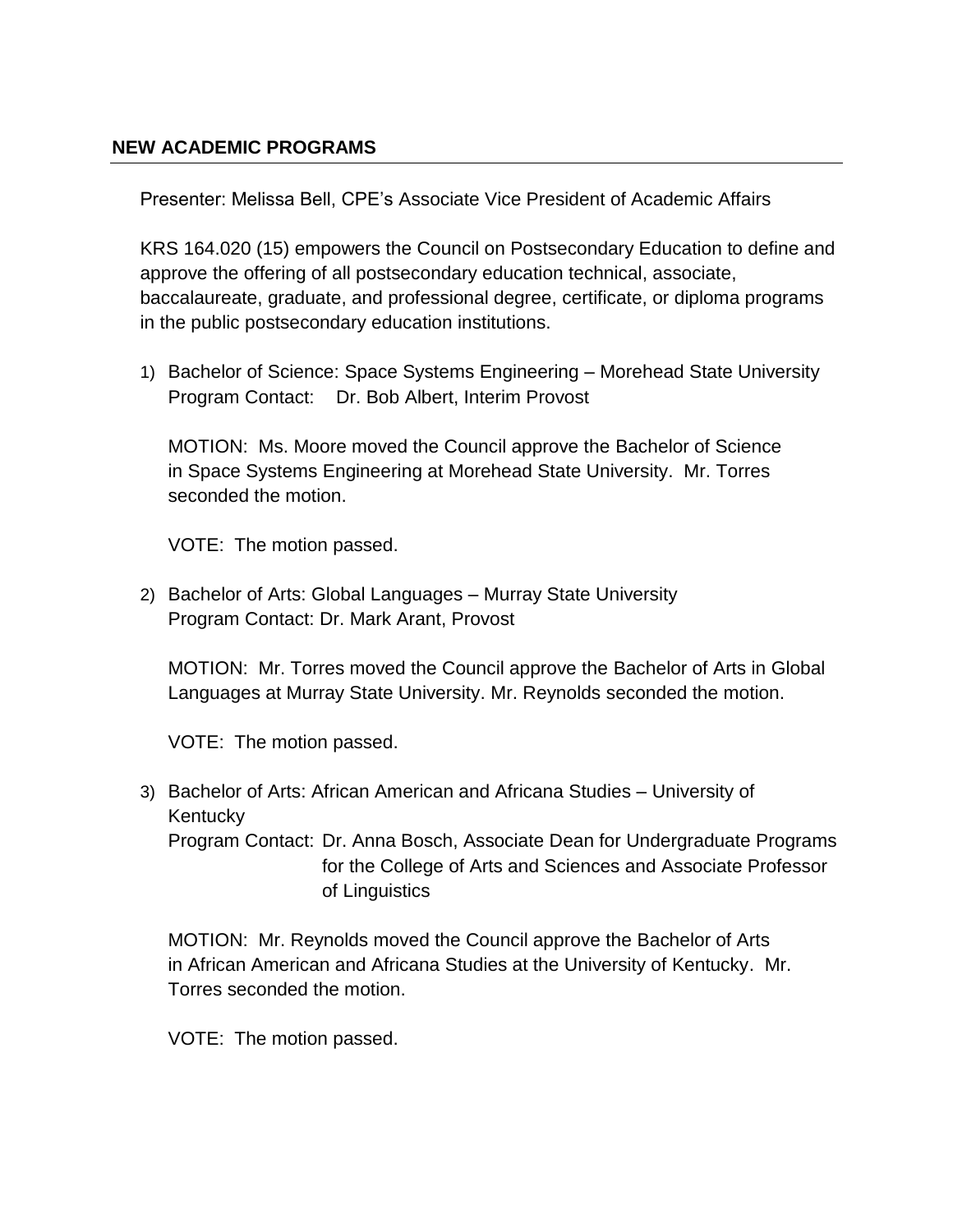## NEW ACADEMIC PROGRAMS

Presenter: Melissa Bell, CPE's Associate Vice President of Academic Affairs

KRS 164.020 (15) empowers the Council on Postsecondary Education to define and approve the offering of all postsecondary education technical, associate, baccalaureate, graduate, and professional degree, certificate, or diploma programs in the public postsecondary education institutions.

1) Bachelor of Science: Space Systems Engineering – Morehead State University
   Program Contact: Dr. Bob Albert, Interim Provost

   MOTION: Ms. Moore moved the Council approve the Bachelor of Science in Space Systems Engineering at Morehead State University. Mr. Torres seconded the motion.

   VOTE: The motion passed.

2) Bachelor of Arts: Global Languages – Murray State University
   Program Contact: Dr. Mark Arant, Provost

   MOTION: Mr. Torres moved the Council approve the Bachelor of Arts in Global Languages at Murray State University. Mr. Reynolds seconded the motion.

   VOTE: The motion passed.

3) Bachelor of Arts: African American and Africana Studies – University of Kentucky
   Program Contact: Dr. Anna Bosch, Associate Dean for Undergraduate Programs for the College of Arts and Sciences and Associate Professor of Linguistics

   MOTION: Mr. Reynolds moved the Council approve the Bachelor of Arts in African American and Africana Studies at the University of Kentucky. Mr. Torres seconded the motion.

   VOTE: The motion passed.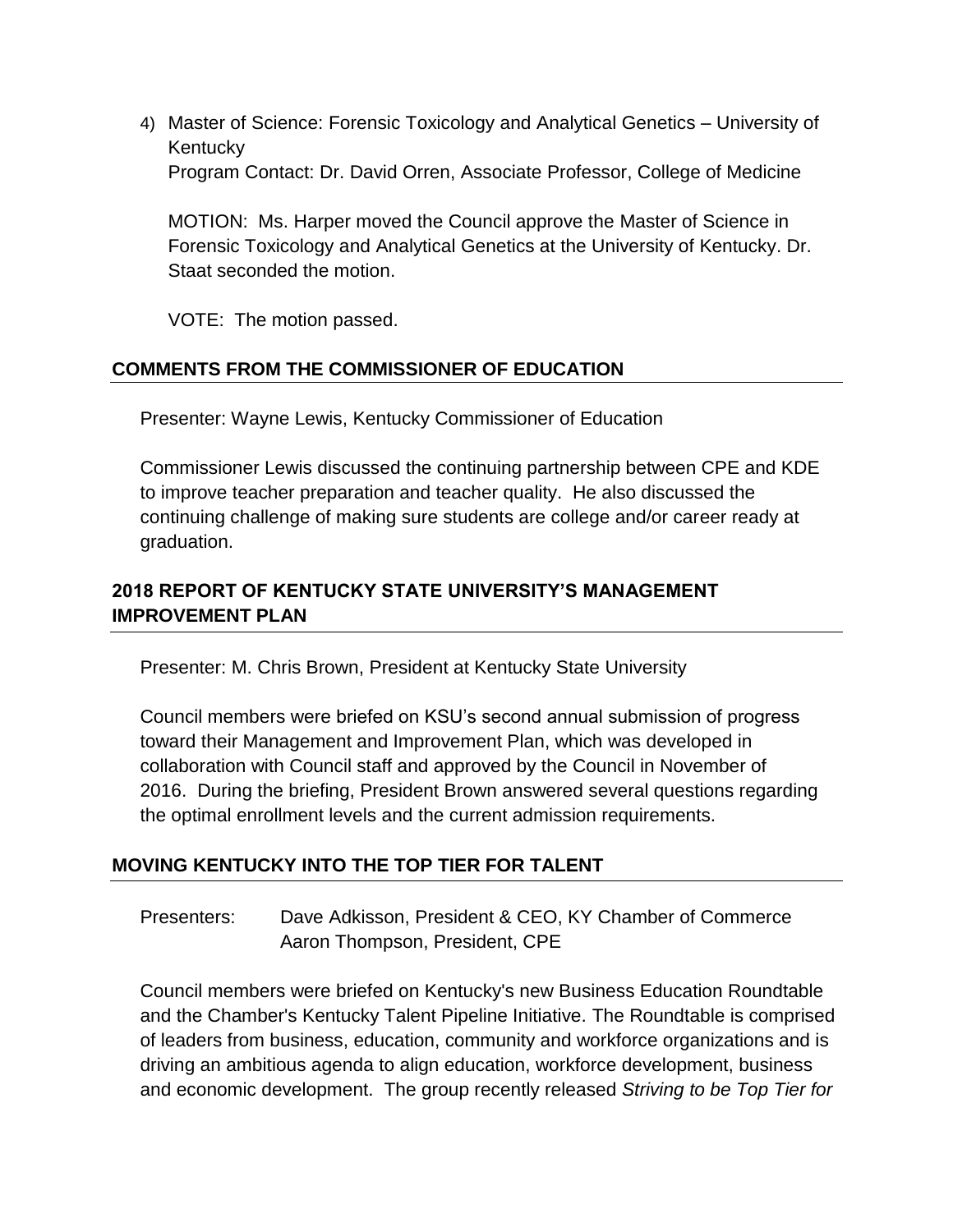4) Master of Science: Forensic Toxicology and Analytical Genetics – University of Kentucky
   Program Contact: Dr. David Orren, Associate Professor, College of Medicine

   MOTION: Ms. Harper moved the Council approve the Master of Science in Forensic Toxicology and Analytical Genetics at the University of Kentucky. Dr. Staat seconded the motion.

   VOTE: The motion passed.

## COMMENTS FROM THE COMMISSIONER OF EDUCATION

Presenter: Wayne Lewis, Kentucky Commissioner of Education

Commissioner Lewis discussed the continuing partnership between CPE and KDE to improve teacher preparation and teacher quality. He also discussed the continuing challenge of making sure students are college and/or career ready at graduation.

## 2018 REPORT OF KENTUCKY STATE UNIVERSITY'S MANAGEMENT IMPROVEMENT PLAN

Presenter: M. Chris Brown, President at Kentucky State University

Council members were briefed on KSU's second annual submission of progress toward their Management and Improvement Plan, which was developed in collaboration with Council staff and approved by the Council in November of 2016. During the briefing, President Brown answered several questions regarding the optimal enrollment levels and the current admission requirements.

## MOVING KENTUCKY INTO THE TOP TIER FOR TALENT

Presenters: Dave Adkisson, President & CEO, KY Chamber of Commerce
Aaron Thompson, President, CPE

Council members were briefed on Kentucky's new Business Education Roundtable and the Chamber's Kentucky Talent Pipeline Initiative. The Roundtable is comprised of leaders from business, education, community and workforce organizations and is driving an ambitious agenda to align education, workforce development, business and economic development. The group recently released *Striving to be Top Tier for*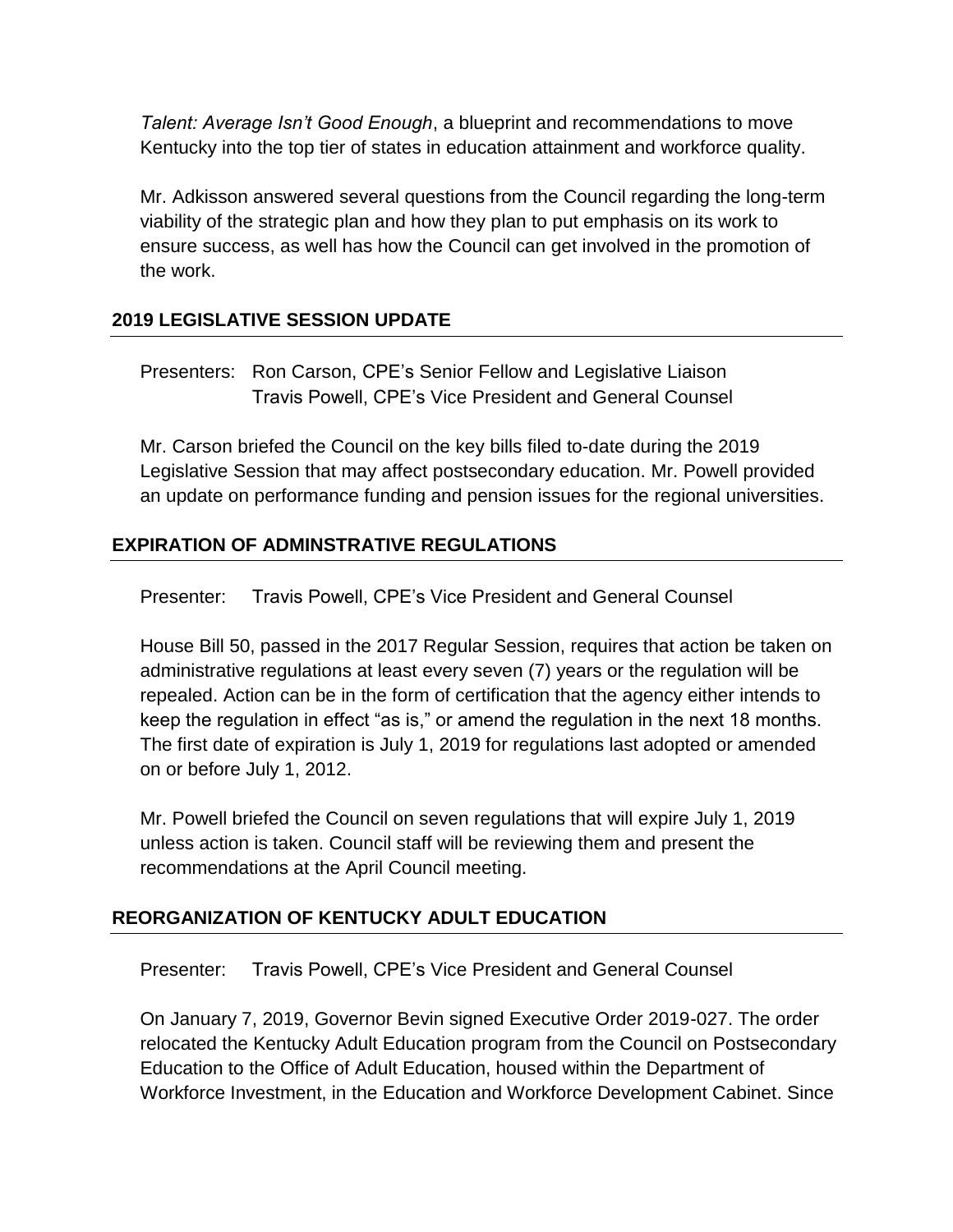*Talent: Average Isn't Good Enough*, a blueprint and recommendations to move Kentucky into the top tier of states in education attainment and workforce quality.

Mr. Adkisson answered several questions from the Council regarding the long-term viability of the strategic plan and how they plan to put emphasis on its work to ensure success, as well has how the Council can get involved in the promotion of the work.

## 2019 LEGISLATIVE SESSION UPDATE

Presenters: Ron Carson, CPE's Senior Fellow and Legislative Liaison
Travis Powell, CPE's Vice President and General Counsel

Mr. Carson briefed the Council on the key bills filed to-date during the 2019 Legislative Session that may affect postsecondary education. Mr. Powell provided an update on performance funding and pension issues for the regional universities.

## EXPIRATION OF ADMINSTRATIVE REGULATIONS

Presenter: Travis Powell, CPE's Vice President and General Counsel

House Bill 50, passed in the 2017 Regular Session, requires that action be taken on administrative regulations at least every seven (7) years or the regulation will be repealed. Action can be in the form of certification that the agency either intends to keep the regulation in effect "as is," or amend the regulation in the next 18 months. The first date of expiration is July 1, 2019 for regulations last adopted or amended on or before July 1, 2012.

Mr. Powell briefed the Council on seven regulations that will expire July 1, 2019 unless action is taken. Council staff will be reviewing them and present the recommendations at the April Council meeting.

## REORGANIZATION OF KENTUCKY ADULT EDUCATION

Presenter: Travis Powell, CPE's Vice President and General Counsel

On January 7, 2019, Governor Bevin signed Executive Order 2019-027. The order relocated the Kentucky Adult Education program from the Council on Postsecondary Education to the Office of Adult Education, housed within the Department of Workforce Investment, in the Education and Workforce Development Cabinet. Since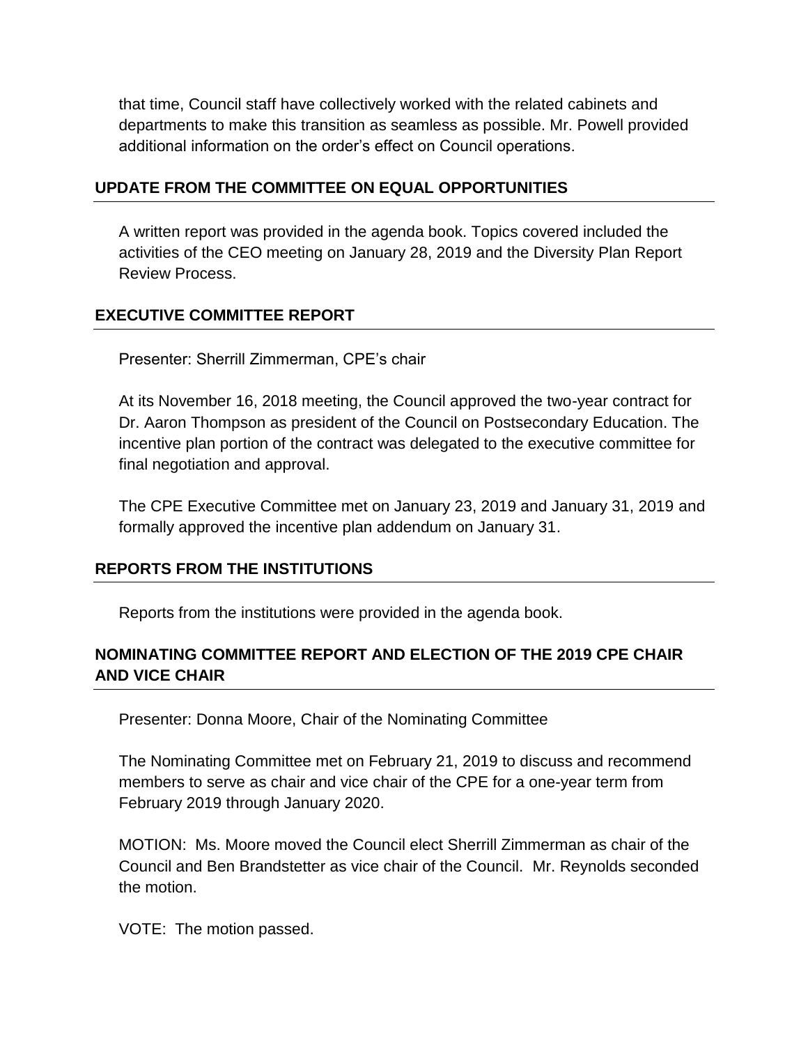that time, Council staff have collectively worked with the related cabinets and departments to make this transition as seamless as possible. Mr. Powell provided additional information on the order's effect on Council operations.

## UPDATE FROM THE COMMITTEE ON EQUAL OPPORTUNITIES

A written report was provided in the agenda book. Topics covered included the activities of the CEO meeting on January 28, 2019 and the Diversity Plan Report Review Process.

## EXECUTIVE COMMITTEE REPORT

Presenter: Sherrill Zimmerman, CPE's chair

At its November 16, 2018 meeting, the Council approved the two-year contract for Dr. Aaron Thompson as president of the Council on Postsecondary Education. The incentive plan portion of the contract was delegated to the executive committee for final negotiation and approval.

The CPE Executive Committee met on January 23, 2019 and January 31, 2019 and formally approved the incentive plan addendum on January 31.

## REPORTS FROM THE INSTITUTIONS

Reports from the institutions were provided in the agenda book.

## NOMINATING COMMITTEE REPORT AND ELECTION OF THE 2019 CPE CHAIR AND VICE CHAIR

Presenter: Donna Moore, Chair of the Nominating Committee

The Nominating Committee met on February 21, 2019 to discuss and recommend members to serve as chair and vice chair of the CPE for a one-year term from February 2019 through January 2020.

MOTION: Ms. Moore moved the Council elect Sherrill Zimmerman as chair of the Council and Ben Brandstetter as vice chair of the Council. Mr. Reynolds seconded the motion.

VOTE: The motion passed.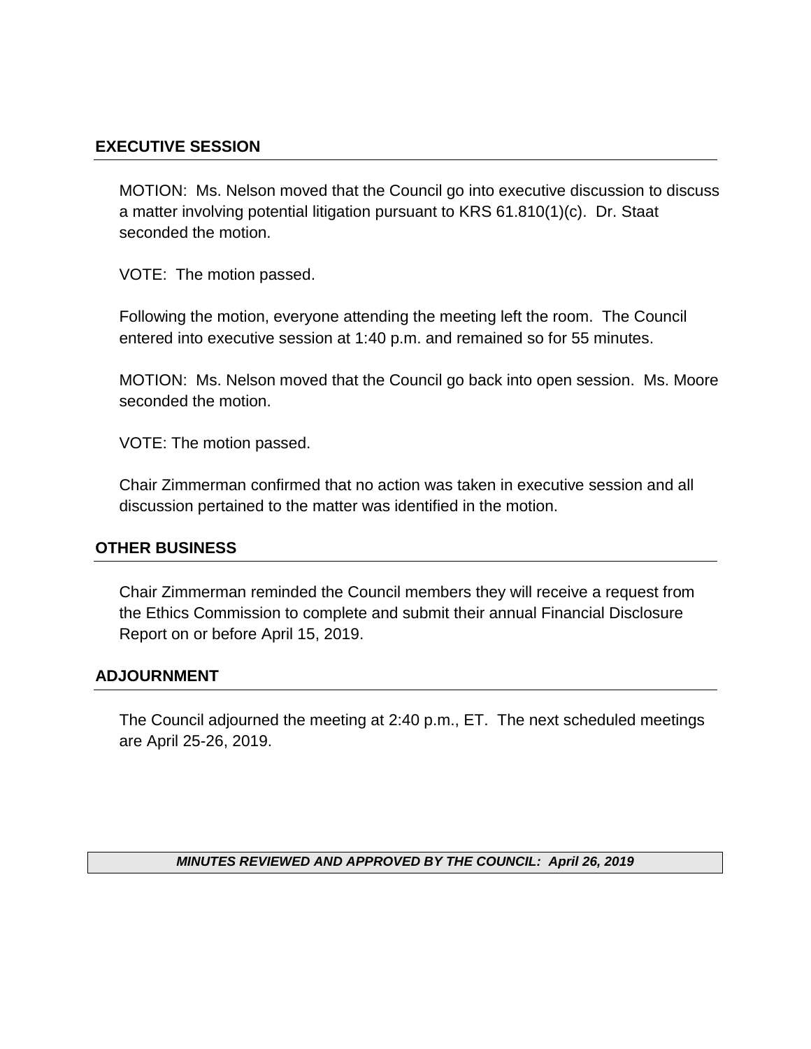## EXECUTIVE SESSION

MOTION: Ms. Nelson moved that the Council go into executive discussion to discuss a matter involving potential litigation pursuant to KRS 61.810(1)(c). Dr. Staat seconded the motion.

VOTE: The motion passed.

Following the motion, everyone attending the meeting left the room. The Council entered into executive session at 1:40 p.m. and remained so for 55 minutes.

MOTION: Ms. Nelson moved that the Council go back into open session. Ms. Moore seconded the motion.

VOTE: The motion passed.

Chair Zimmerman confirmed that no action was taken in executive session and all discussion pertained to the matter was identified in the motion.

## OTHER BUSINESS

Chair Zimmerman reminded the Council members they will receive a request from the Ethics Commission to complete and submit their annual Financial Disclosure Report on or before April 15, 2019.

## ADJOURNMENT

The Council adjourned the meeting at 2:40 p.m., ET. The next scheduled meetings are April 25-26, 2019.

***MINUTES REVIEWED AND APPROVED BY THE COUNCIL: April 26, 2019***